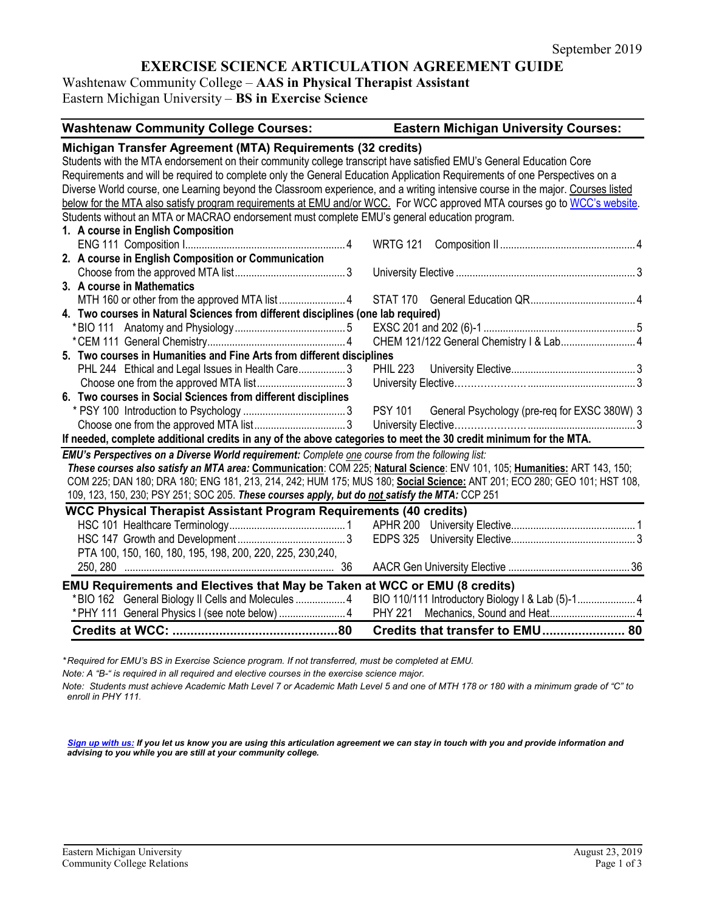September 2019

# EXERCISE SCIENCE ARTICULATION AGREEMENT GUIDE

Washtenaw Community College – **AAS in Physical Therapist Assistant**
Eastern Michigan University – **BS in Exercise Science**

| Washtenaw Community College Courses: | | Eastern Michigan University Courses: | |
|---|---|---|---|
| **Michigan Transfer Agreement (MTA) Requirements (32 credits)** | | | |

Students with the MTA endorsement on their community college transcript have satisfied EMU's General Education Core Requirements and will be required to complete only the General Education Application Requirements of one Perspectives on a Diverse World course, one Learning beyond the Classroom experience, and a writing intensive course in the major. Courses listed below for the MTA also satisfy program requirements at EMU and/or WCC. For WCC approved MTA courses go to WCC's website. Students without an MTA or MACRAO endorsement must complete EMU's general education program.

| Washtenaw Community College Courses | Credits | Eastern Michigan University Courses | Credits |
|---|---|---|---|
| **1. A course in English Composition** | | | |
| ENG 111 Composition I | 4 | WRTG 121 Composition II | 4 |
| **2. A course in English Composition or Communication** | | | |
| Choose from the approved MTA list | 3 | University Elective | 3 |
| **3. A course in Mathematics** | | | |
| MTH 160 or other from the approved MTA list | 4 | STAT 170 General Education QR | 4 |
| **4. Two courses in Natural Sciences from different disciplines (one lab required)** | | | |
| *BIO 111 Anatomy and Physiology | 5 | EXSC 201 and 202 (6)-1 | 5 |
| *CEM 111 General Chemistry | 4 | CHEM 121/122 General Chemistry I & Lab | 4 |
| **5. Two courses in Humanities and Fine Arts from different disciplines** | | | |
| PHL 244 Ethical and Legal Issues in Health Care | 3 | PHIL 223 University Elective | 3 |
| Choose one from the approved MTA list | 3 | University Elective | 3 |
| **6. Two courses in Social Sciences from different disciplines** | | | |
| * PSY 100 Introduction to Psychology | 3 | PSY 101 General Psychology (pre-req for EXSC 380W) | 3 |
| Choose one from the approved MTA list | 3 | University Elective | 3 |

**If needed, complete additional credits in any of the above categories to meet the 30 credit minimum for the MTA.**

***EMU's Perspectives on a Diverse World requirement:*** *Complete one course from the following list:*
***These courses also satisfy an MTA area:*** **Communication**: COM 225; **Natural Science**: ENV 101, 105; **Humanities:** ART 143, 150; COM 225; DAN 180; DRA 180; ENG 181, 213, 214, 242; HUM 175; MUS 180; **Social Science:** ANT 201; ECO 280; GEO 101; HST 108, 109, 123, 150, 230; PSY 251; SOC 205. ***These courses apply, but do not satisfy the MTA:*** CCP 251

| Washtenaw Community College Courses | Credits | Eastern Michigan University Courses | Credits |
|---|---|---|---|
| **WCC Physical Therapist Assistant Program Requirements (40 credits)** | | | |
| HSC 101 Healthcare Terminology | 1 | APHR 200 University Elective | 1 |
| HSC 147 Growth and Development | 3 | EDPS 325 University Elective | 3 |
| PTA 100, 150, 160, 180, 195, 198, 200, 220, 225, 230, 240, 250, 280 | 36 | AACR Gen University Elective | 36 |
| **EMU Requirements and Electives that May be Taken at WCC or EMU (8 credits)** | | | |
| *BIO 162 General Biology II Cells and Molecules | 4 | BIO 110/111 Introductory Biology I & Lab (5)-1 | 4 |
| *PHY 111 General Physics I (see note below) | 4 | PHY 221 Mechanics, Sound and Heat | 4 |
| **Credits at WCC:** | **80** | **Credits that transfer to EMU** | **80** |

*\*Required for EMU's BS in Exercise Science program. If not transferred, must be completed at EMU.*

*Note: A "B-" is required in all required and elective courses in the exercise science major.*

*Note: Students must achieve Academic Math Level 7 or Academic Math Level 5 and one of MTH 178 or 180 with a minimum grade of "C" to enroll in PHY 111.*

***Sign up with us:** If you let us know you are using this articulation agreement we can stay in touch with you and provide information and advising to you while you are still at your community college.*

Eastern Michigan University
Community College Relations

August 23, 2019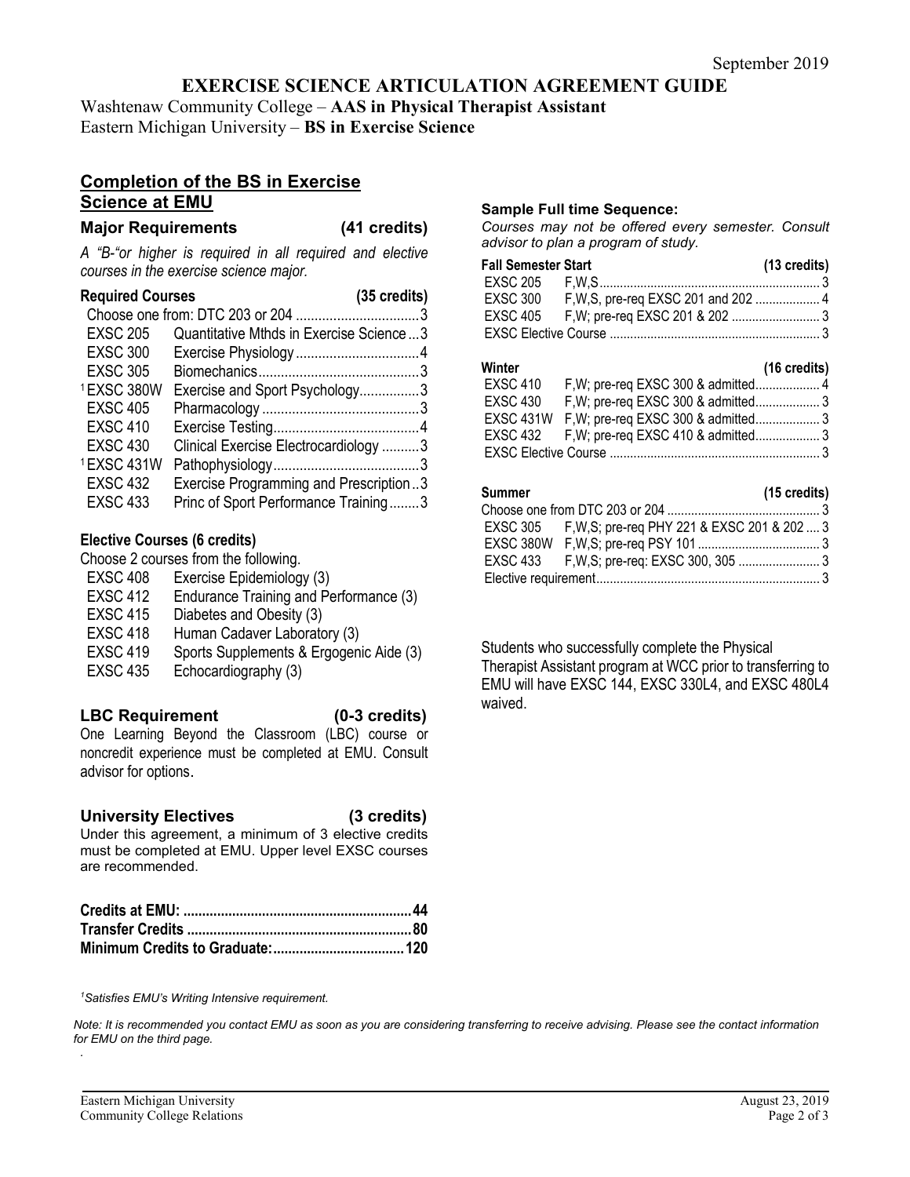September 2019

# EXERCISE SCIENCE ARTICULATION AGREEMENT GUIDE

Washtenaw Community College – **AAS in Physical Therapist Assistant**
Eastern Michigan University – **BS in Exercise Science**

## Completion of the BS in Exercise Science at EMU

### Major Requirements (41 credits)

*A "B-"or higher is required in all required and elective courses in the exercise science major.*

**Required Courses (35 credits)**

| Course | Title | Credits |
|---|---|---|
| Choose one from: DTC 203 or 204 | | 3 |
| EXSC 205 | Quantitative Mthds in Exercise Science | 3 |
| EXSC 300 | Exercise Physiology | 4 |
| EXSC 305 | Biomechanics | 3 |
| [1]EXSC 380W | Exercise and Sport Psychology | 3 |
| EXSC 405 | Pharmacology | 3 |
| EXSC 410 | Exercise Testing | 4 |
| EXSC 430 | Clinical Exercise Electrocardiology | 3 |
| [1]EXSC 431W | Pathophysiology | 3 |
| EXSC 432 | Exercise Programming and Prescription | 3 |
| EXSC 433 | Princ of Sport Performance Training | 3 |

**Elective Courses (6 credits)**

Choose 2 courses from the following.

| Course | Title |
|---|---|
| EXSC 408 | Exercise Epidemiology (3) |
| EXSC 412 | Endurance Training and Performance (3) |
| EXSC 415 | Diabetes and Obesity (3) |
| EXSC 418 | Human Cadaver Laboratory (3) |
| EXSC 419 | Sports Supplements & Ergogenic Aide (3) |
| EXSC 435 | Echocardiography (3) |

### LBC Requirement (0-3 credits)

One Learning Beyond the Classroom (LBC) course or noncredit experience must be completed at EMU. Consult advisor for options.

### University Electives (3 credits)

Under this agreement, a minimum of 3 elective credits must be completed at EMU. Upper level EXSC courses are recommended.

| | |
|---|---|
| **Credits at EMU:** | **44** |
| **Transfer Credits** | **80** |
| **Minimum Credits to Graduate:** | **120** |

*[1]Satisfies EMU's Writing Intensive requirement.*

### Sample Full time Sequence:

*Courses may not be offered every semester. Consult advisor to plan a program of study.*

**Fall Semester Start (13 credits)**

| Course | Details | Credits |
|---|---|---|
| EXSC 205 | F,W,S | 3 |
| EXSC 300 | F,W,S, pre-req EXSC 201 and 202 | 4 |
| EXSC 405 | F,W; pre-req EXSC 201 & 202 | 3 |
| EXSC Elective Course | | 3 |

**Winter (16 credits)**

| Course | Details | Credits |
|---|---|---|
| EXSC 410 | F,W; pre-req EXSC 300 & admitted | 4 |
| EXSC 430 | F,W; pre-req EXSC 300 & admitted | 3 |
| EXSC 431W | F,W; pre-req EXSC 300 & admitted | 3 |
| EXSC 432 | F,W; pre-req EXSC 410 & admitted | 3 |
| EXSC Elective Course | | 3 |

**Summer (15 credits)**

| Course | Details | Credits |
|---|---|---|
| Choose one from DTC 203 or 204 | | 3 |
| EXSC 305 | F,W,S; pre-req PHY 221 & EXSC 201 & 202 | 3 |
| EXSC 380W | F,W,S; pre-req PSY 101 | 3 |
| EXSC 433 | F,W,S; pre-req: EXSC 300, 305 | 3 |
| Elective requirement | | 3 |

Students who successfully complete the Physical Therapist Assistant program at WCC prior to transferring to EMU will have EXSC 144, EXSC 330L4, and EXSC 480L4 waived.

*Note: It is recommended you contact EMU as soon as you are considering transferring to receive advising. Please see the contact information for EMU on the third page.*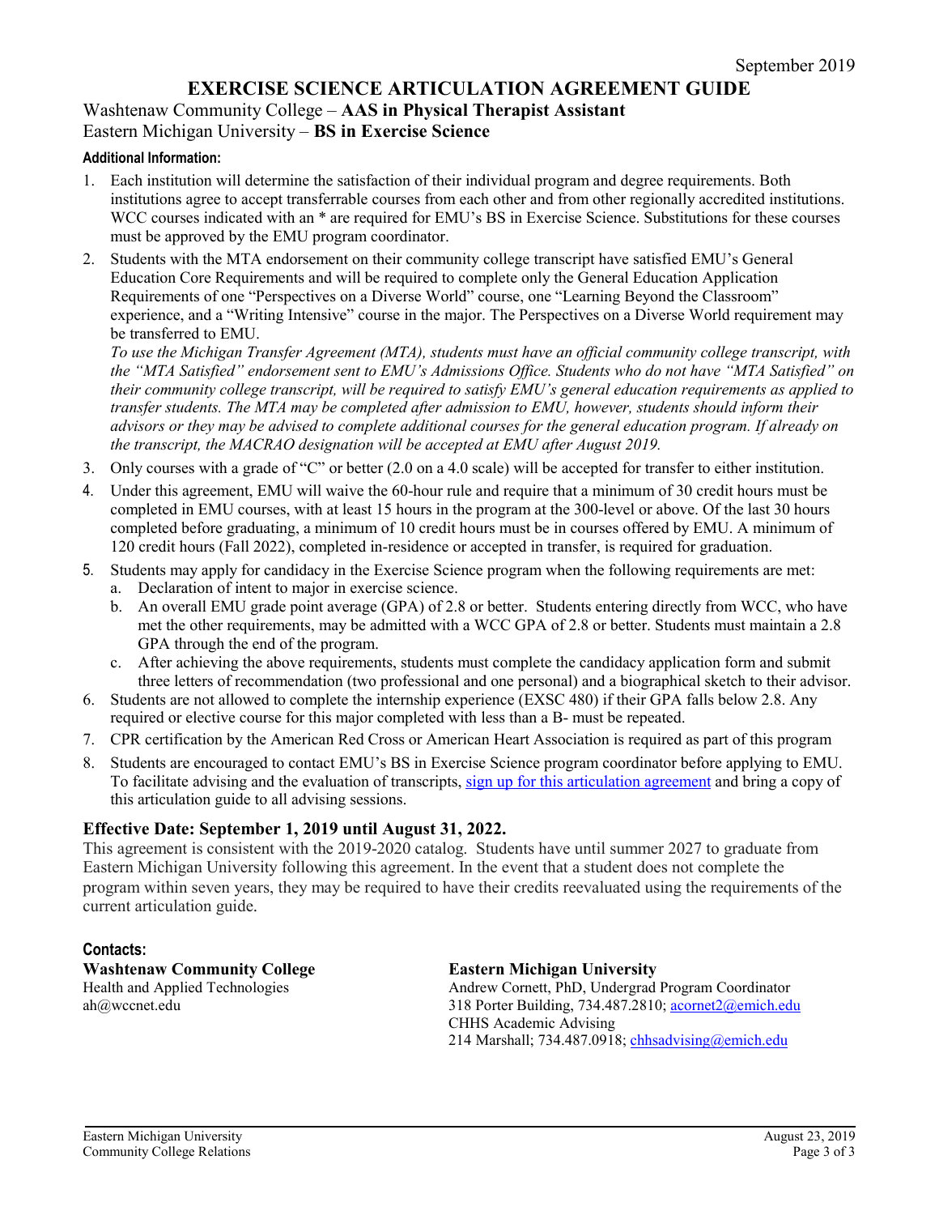September 2019

# EXERCISE SCIENCE ARTICULATION AGREEMENT GUIDE

Washtenaw Community College – **AAS in Physical Therapist Assistant**
Eastern Michigan University – **BS in Exercise Science**

#### Additional Information:

1. Each institution will determine the satisfaction of their individual program and degree requirements. Both institutions agree to accept transferrable courses from each other and from other regionally accredited institutions. WCC courses indicated with an * are required for EMU's BS in Exercise Science. Substitutions for these courses must be approved by the EMU program coordinator.
2. Students with the MTA endorsement on their community college transcript have satisfied EMU's General Education Core Requirements and will be required to complete only the General Education Application Requirements of one "Perspectives on a Diverse World" course, one "Learning Beyond the Classroom" experience, and a "Writing Intensive" course in the major. The Perspectives on a Diverse World requirement may be transferred to EMU.
   *To use the Michigan Transfer Agreement (MTA), students must have an official community college transcript, with the "MTA Satisfied" endorsement sent to EMU's Admissions Office. Students who do not have "MTA Satisfied" on their community college transcript, will be required to satisfy EMU's general education requirements as applied to transfer students. The MTA may be completed after admission to EMU, however, students should inform their advisors or they may be advised to complete additional courses for the general education program. If already on the transcript, the MACRAO designation will be accepted at EMU after August 2019.*
3. Only courses with a grade of "C" or better (2.0 on a 4.0 scale) will be accepted for transfer to either institution.
4. Under this agreement, EMU will waive the 60-hour rule and require that a minimum of 30 credit hours must be completed in EMU courses, with at least 15 hours in the program at the 300-level or above. Of the last 30 hours completed before graduating, a minimum of 10 credit hours must be in courses offered by EMU. A minimum of 120 credit hours (Fall 2022), completed in-residence or accepted in transfer, is required for graduation.
5. Students may apply for candidacy in the Exercise Science program when the following requirements are met:
   a. Declaration of intent to major in exercise science.
   b. An overall EMU grade point average (GPA) of 2.8 or better. Students entering directly from WCC, who have met the other requirements, may be admitted with a WCC GPA of 2.8 or better. Students must maintain a 2.8 GPA through the end of the program.
   c. After achieving the above requirements, students must complete the candidacy application form and submit three letters of recommendation (two professional and one personal) and a biographical sketch to their advisor.
6. Students are not allowed to complete the internship experience (EXSC 480) if their GPA falls below 2.8. Any required or elective course for this major completed with less than a B- must be repeated.
7. CPR certification by the American Red Cross or American Heart Association is required as part of this program
8. Students are encouraged to contact EMU's BS in Exercise Science program coordinator before applying to EMU. To facilitate advising and the evaluation of transcripts, sign up for this articulation agreement and bring a copy of this articulation guide to all advising sessions.

### Effective Date: September 1, 2019 until August 31, 2022.

This agreement is consistent with the 2019-2020 catalog. Students have until summer 2027 to graduate from Eastern Michigan University following this agreement. In the event that a student does not complete the program within seven years, they may be required to have their credits reevaluated using the requirements of the current articulation guide.

#### Contacts:

**Washtenaw Community College**
Health and Applied Technologies
ah@wccnet.edu

**Eastern Michigan University**
Andrew Cornett, PhD, Undergrad Program Coordinator
318 Porter Building, 734.487.2810; acornet2@emich.edu
CHHS Academic Advising
214 Marshall; 734.487.0918; chhsadvising@emich.edu